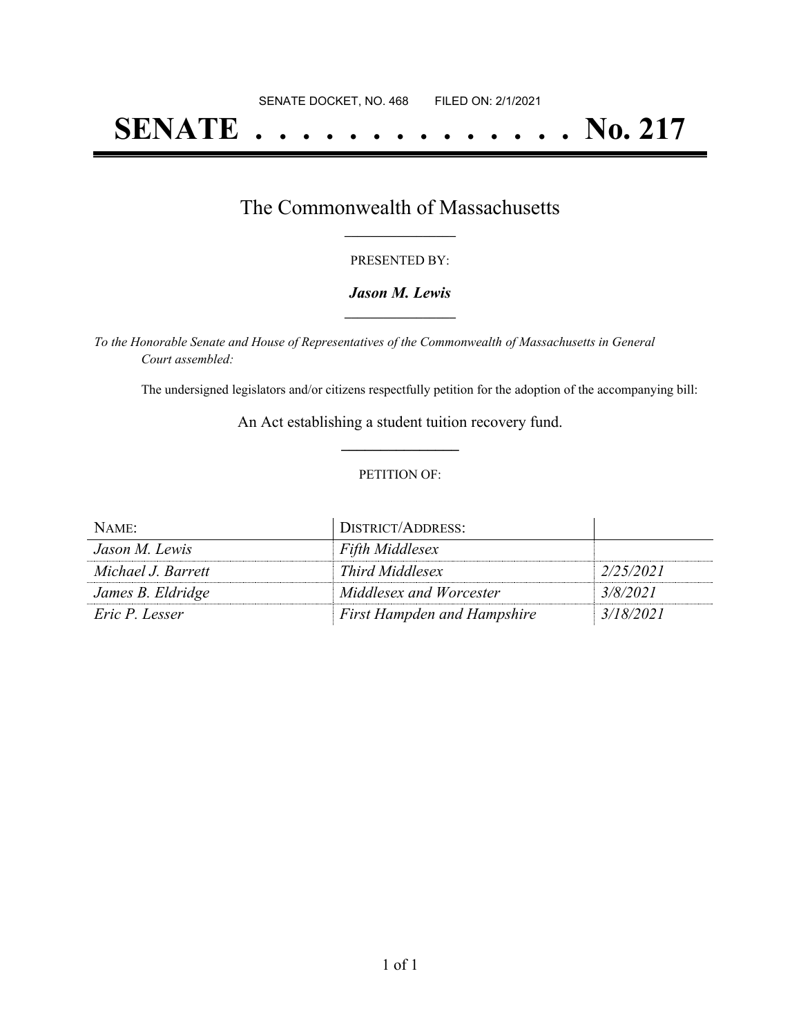SENATE DOCKET, NO. 468        FILED ON: 2/1/2021

# SENATE . . . . . . . . . . . . . . No. 217

## The Commonwealth of Massachusetts

PRESENTED BY:

***Jason M. Lewis***

*To the Honorable Senate and House of Representatives of the Commonwealth of Massachusetts in General Court assembled:*

The undersigned legislators and/or citizens respectfully petition for the adoption of the accompanying bill:

An Act establishing a student tuition recovery fund.

PETITION OF:

| NAME: | DISTRICT/ADDRESS: | |
|---|---|---|
| *Jason M. Lewis* | *Fifth Middlesex* | |
| *Michael J. Barrett* | *Third Middlesex* | *2/25/2021* |
| *James B. Eldridge* | *Middlesex and Worcester* | *3/8/2021* |
| *Eric P. Lesser* | *First Hampden and Hampshire* | *3/18/2021* |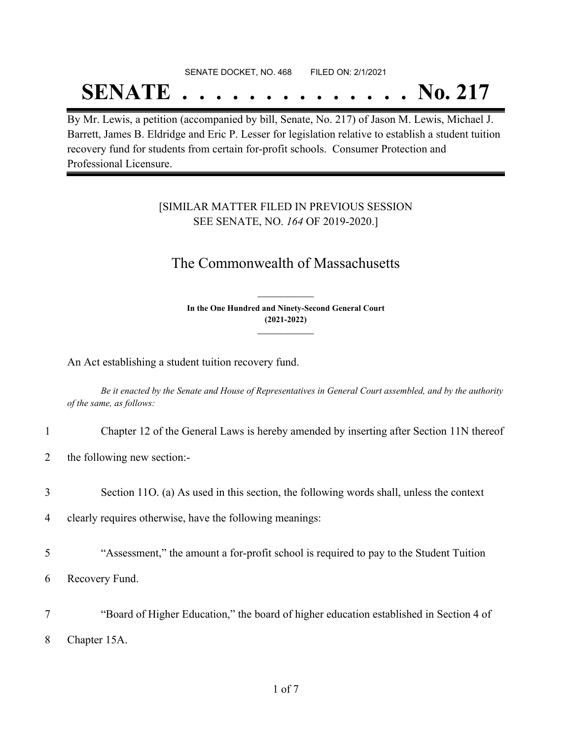SENATE DOCKET, NO. 468 FILED ON: 2/1/2021

# SENATE . . . . . . . . . . . . . . No. 217

By Mr. Lewis, a petition (accompanied by bill, Senate, No. 217) of Jason M. Lewis, Michael J. Barrett, James B. Eldridge and Eric P. Lesser for legislation relative to establish a student tuition recovery fund for students from certain for-profit schools. Consumer Protection and Professional Licensure.

[SIMILAR MATTER FILED IN PREVIOUS SESSION SEE SENATE, NO. *164* OF 2019-2020.]

## The Commonwealth of Massachusetts

**In the One Hundred and Ninety-Second General Court (2021-2022)**

An Act establishing a student tuition recovery fund.

*Be it enacted by the Senate and House of Representatives in General Court assembled, and by the authority of the same, as follows:*

1 Chapter 12 of the General Laws is hereby amended by inserting after Section 11N thereof

2 the following new section:-

3 Section 11O. (a) As used in this section, the following words shall, unless the context

4 clearly requires otherwise, have the following meanings:

5 "Assessment," the amount a for-profit school is required to pay to the Student Tuition

6 Recovery Fund.

7 "Board of Higher Education," the board of higher education established in Section 4 of

8 Chapter 15A.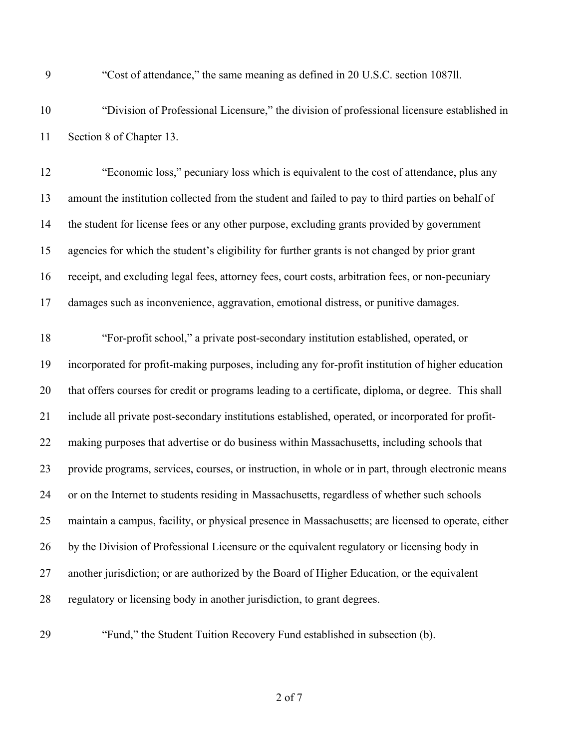"Cost of attendance," the same meaning as defined in 20 U.S.C. section 1087ll.

"Division of Professional Licensure," the division of professional licensure established in Section 8 of Chapter 13.

"Economic loss," pecuniary loss which is equivalent to the cost of attendance, plus any amount the institution collected from the student and failed to pay to third parties on behalf of the student for license fees or any other purpose, excluding grants provided by government agencies for which the student's eligibility for further grants is not changed by prior grant receipt, and excluding legal fees, attorney fees, court costs, arbitration fees, or non-pecuniary damages such as inconvenience, aggravation, emotional distress, or punitive damages.

"For-profit school," a private post-secondary institution established, operated, or incorporated for profit-making purposes, including any for-profit institution of higher education that offers courses for credit or programs leading to a certificate, diploma, or degree. This shall include all private post-secondary institutions established, operated, or incorporated for profit-making purposes that advertise or do business within Massachusetts, including schools that provide programs, services, courses, or instruction, in whole or in part, through electronic means or on the Internet to students residing in Massachusetts, regardless of whether such schools maintain a campus, facility, or physical presence in Massachusetts; are licensed to operate, either by the Division of Professional Licensure or the equivalent regulatory or licensing body in another jurisdiction; or are authorized by the Board of Higher Education, or the equivalent regulatory or licensing body in another jurisdiction, to grant degrees.

"Fund," the Student Tuition Recovery Fund established in subsection (b).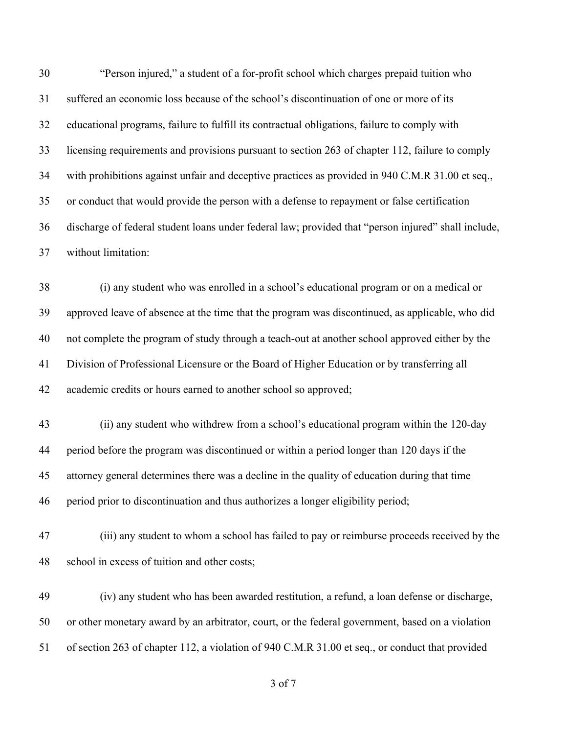"Person injured," a student of a for-profit school which charges prepaid tuition who suffered an economic loss because of the school's discontinuation of one or more of its educational programs, failure to fulfill its contractual obligations, failure to comply with licensing requirements and provisions pursuant to section 263 of chapter 112, failure to comply with prohibitions against unfair and deceptive practices as provided in 940 C.M.R 31.00 et seq., or conduct that would provide the person with a defense to repayment or false certification discharge of federal student loans under federal law; provided that "person injured" shall include, without limitation:

(i) any student who was enrolled in a school's educational program or on a medical or approved leave of absence at the time that the program was discontinued, as applicable, who did not complete the program of study through a teach-out at another school approved either by the Division of Professional Licensure or the Board of Higher Education or by transferring all academic credits or hours earned to another school so approved;

(ii) any student who withdrew from a school's educational program within the 120-day period before the program was discontinued or within a period longer than 120 days if the attorney general determines there was a decline in the quality of education during that time period prior to discontinuation and thus authorizes a longer eligibility period;

(iii) any student to whom a school has failed to pay or reimburse proceeds received by the school in excess of tuition and other costs;

(iv) any student who has been awarded restitution, a refund, a loan defense or discharge, or other monetary award by an arbitrator, court, or the federal government, based on a violation of section 263 of chapter 112, a violation of 940 C.M.R 31.00 et seq., or conduct that provided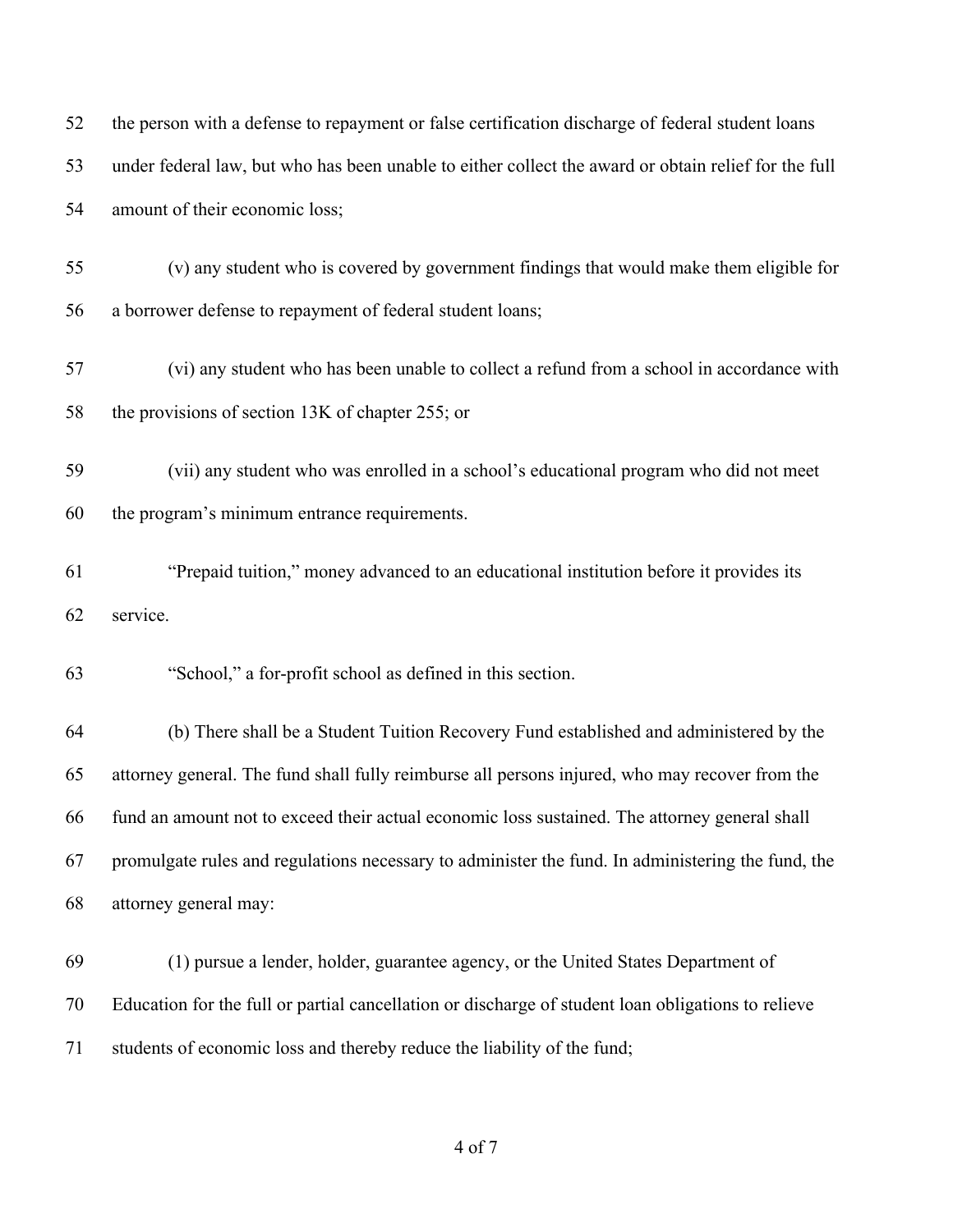the person with a defense to repayment or false certification discharge of federal student loans under federal law, but who has been unable to either collect the award or obtain relief for the full amount of their economic loss;

(v) any student who is covered by government findings that would make them eligible for a borrower defense to repayment of federal student loans;

(vi) any student who has been unable to collect a refund from a school in accordance with the provisions of section 13K of chapter 255; or

(vii) any student who was enrolled in a school's educational program who did not meet the program's minimum entrance requirements.

"Prepaid tuition," money advanced to an educational institution before it provides its service.

"School," a for-profit school as defined in this section.

(b) There shall be a Student Tuition Recovery Fund established and administered by the attorney general. The fund shall fully reimburse all persons injured, who may recover from the fund an amount not to exceed their actual economic loss sustained. The attorney general shall promulgate rules and regulations necessary to administer the fund. In administering the fund, the attorney general may:

(1) pursue a lender, holder, guarantee agency, or the United States Department of Education for the full or partial cancellation or discharge of student loan obligations to relieve students of economic loss and thereby reduce the liability of the fund;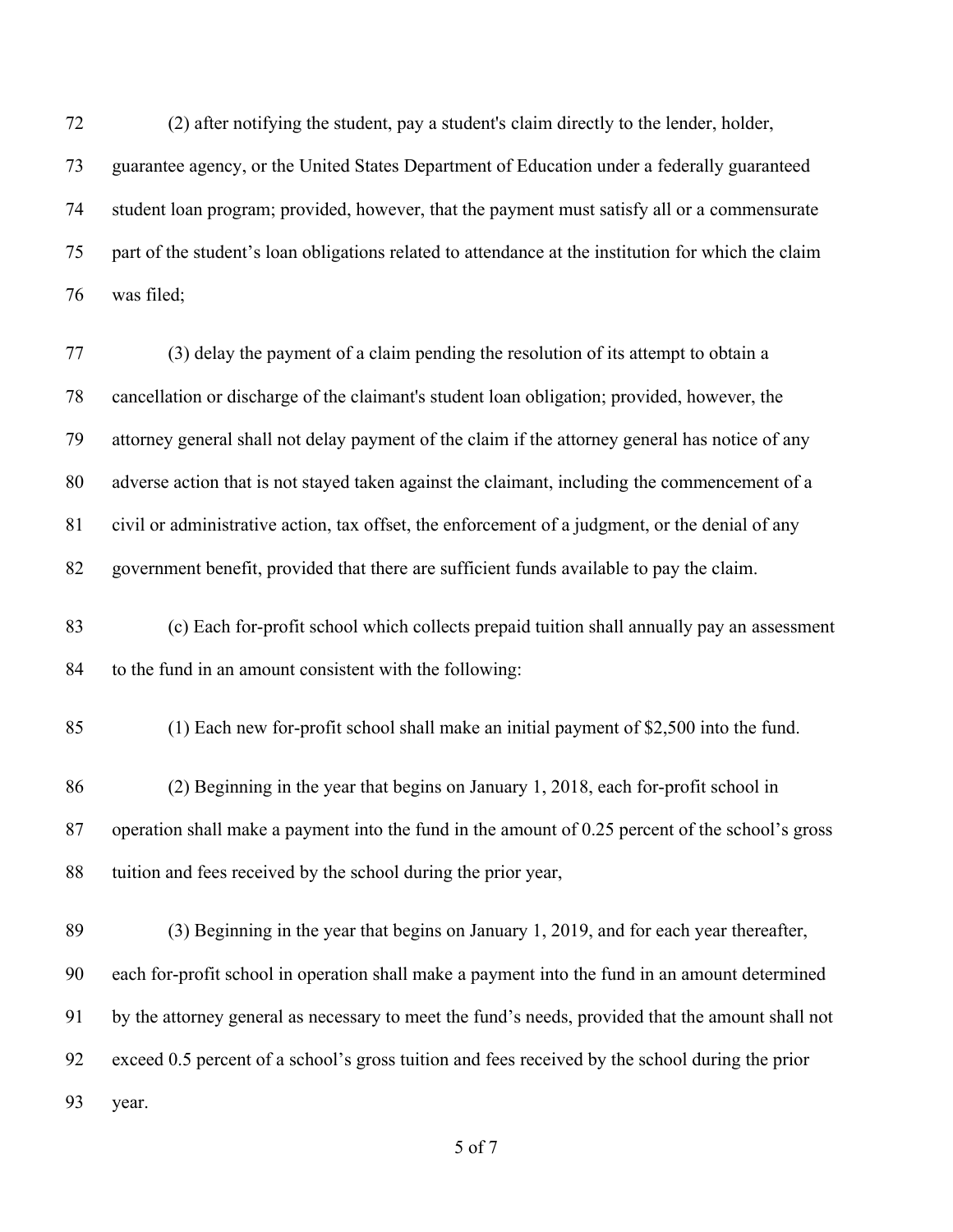(2) after notifying the student, pay a student's claim directly to the lender, holder, guarantee agency, or the United States Department of Education under a federally guaranteed student loan program; provided, however, that the payment must satisfy all or a commensurate part of the student's loan obligations related to attendance at the institution for which the claim was filed;

(3) delay the payment of a claim pending the resolution of its attempt to obtain a cancellation or discharge of the claimant's student loan obligation; provided, however, the attorney general shall not delay payment of the claim if the attorney general has notice of any adverse action that is not stayed taken against the claimant, including the commencement of a civil or administrative action, tax offset, the enforcement of a judgment, or the denial of any government benefit, provided that there are sufficient funds available to pay the claim.

(c) Each for-profit school which collects prepaid tuition shall annually pay an assessment to the fund in an amount consistent with the following:

(1) Each new for-profit school shall make an initial payment of $2,500 into the fund.

(2) Beginning in the year that begins on January 1, 2018, each for-profit school in operation shall make a payment into the fund in the amount of 0.25 percent of the school's gross tuition and fees received by the school during the prior year,

(3) Beginning in the year that begins on January 1, 2019, and for each year thereafter, each for-profit school in operation shall make a payment into the fund in an amount determined by the attorney general as necessary to meet the fund's needs, provided that the amount shall not exceed 0.5 percent of a school's gross tuition and fees received by the school during the prior year.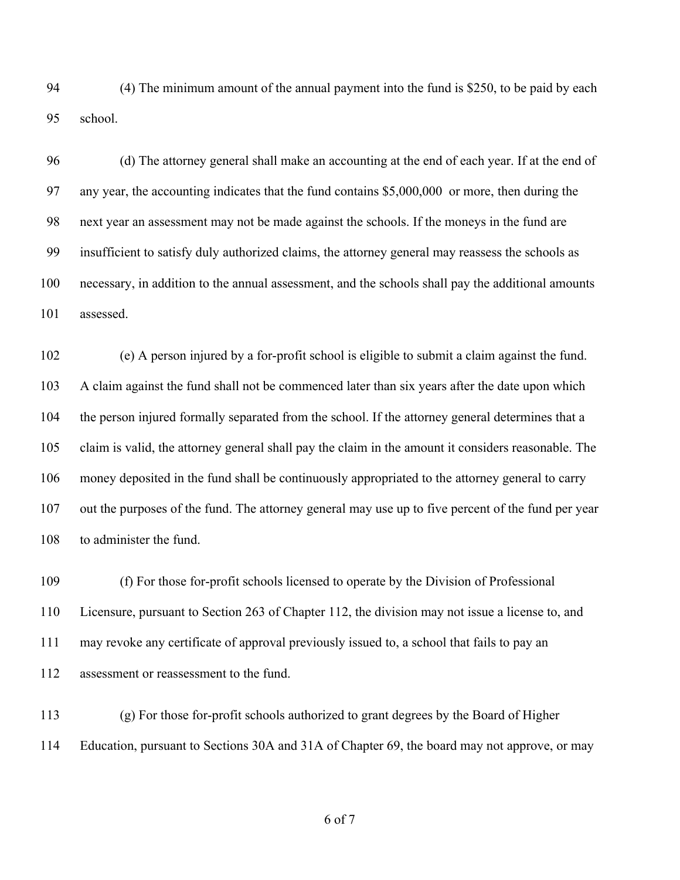(4) The minimum amount of the annual payment into the fund is $250, to be paid by each school.

(d) The attorney general shall make an accounting at the end of each year. If at the end of any year, the accounting indicates that the fund contains $5,000,000 or more, then during the next year an assessment may not be made against the schools. If the moneys in the fund are insufficient to satisfy duly authorized claims, the attorney general may reassess the schools as necessary, in addition to the annual assessment, and the schools shall pay the additional amounts assessed.

(e) A person injured by a for-profit school is eligible to submit a claim against the fund. A claim against the fund shall not be commenced later than six years after the date upon which the person injured formally separated from the school. If the attorney general determines that a claim is valid, the attorney general shall pay the claim in the amount it considers reasonable. The money deposited in the fund shall be continuously appropriated to the attorney general to carry out the purposes of the fund. The attorney general may use up to five percent of the fund per year to administer the fund.

(f) For those for-profit schools licensed to operate by the Division of Professional Licensure, pursuant to Section 263 of Chapter 112, the division may not issue a license to, and may revoke any certificate of approval previously issued to, a school that fails to pay an assessment or reassessment to the fund.

(g) For those for-profit schools authorized to grant degrees by the Board of Higher Education, pursuant to Sections 30A and 31A of Chapter 69, the board may not approve, or may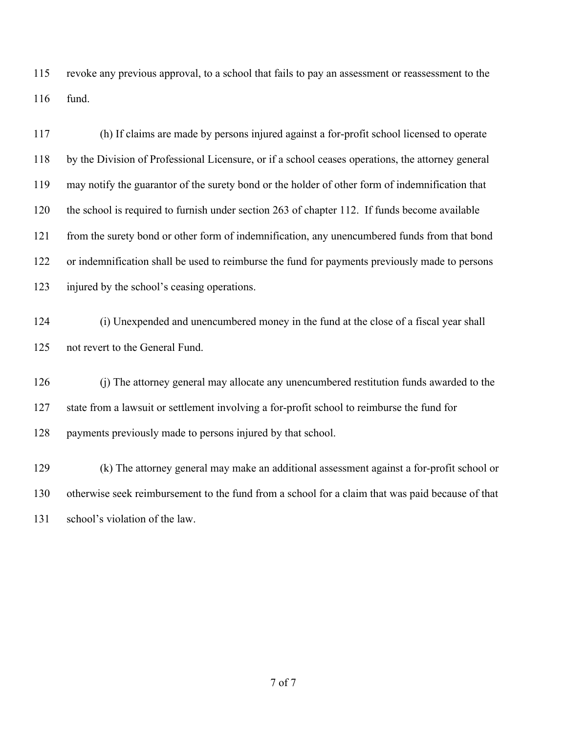revoke any previous approval, to a school that fails to pay an assessment or reassessment to the fund.

(h) If claims are made by persons injured against a for-profit school licensed to operate by the Division of Professional Licensure, or if a school ceases operations, the attorney general may notify the guarantor of the surety bond or the holder of other form of indemnification that the school is required to furnish under section 263 of chapter 112. If funds become available from the surety bond or other form of indemnification, any unencumbered funds from that bond or indemnification shall be used to reimburse the fund for payments previously made to persons injured by the school's ceasing operations.

(i) Unexpended and unencumbered money in the fund at the close of a fiscal year shall not revert to the General Fund.

(j) The attorney general may allocate any unencumbered restitution funds awarded to the state from a lawsuit or settlement involving a for-profit school to reimburse the fund for payments previously made to persons injured by that school.

(k) The attorney general may make an additional assessment against a for-profit school or otherwise seek reimbursement to the fund from a school for a claim that was paid because of that school's violation of the law.